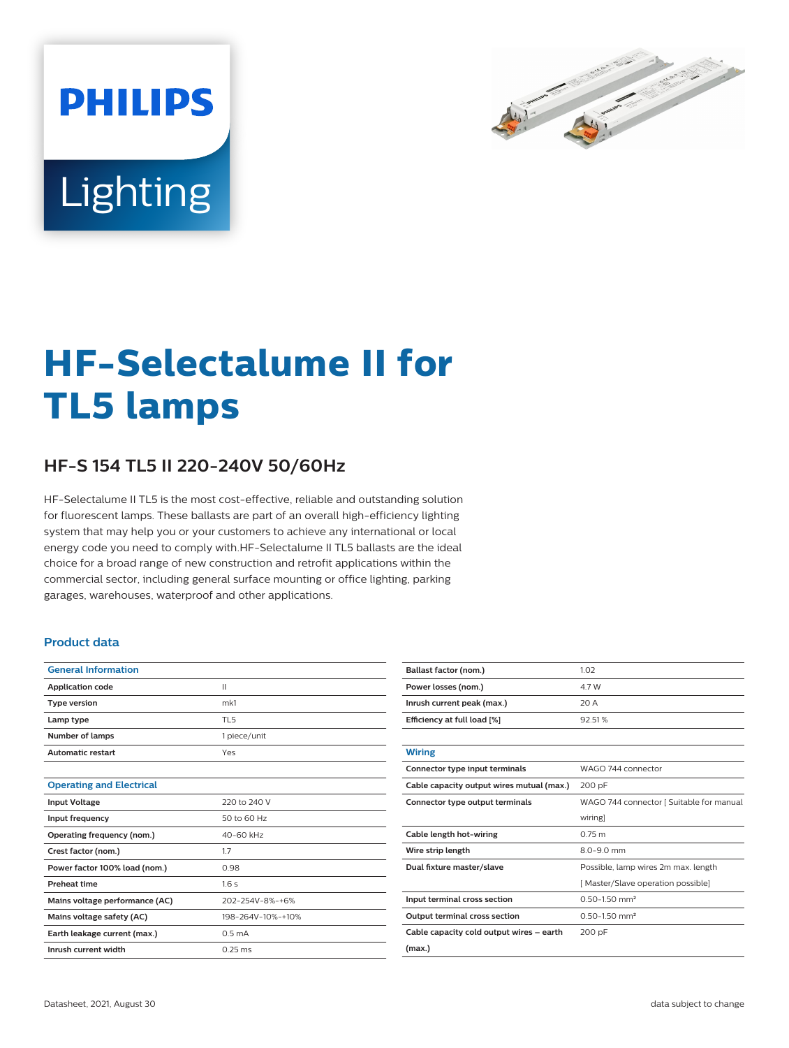PHILIPS

Lighting

# HF-Selectalume II for TL5 lamps

## HF-S 154 TL5 II 220-240V 50/60Hz

HF-Selectalume II TL5 is the most cost-effective, reliable and outstanding solution for fluorescent lamps. These ballasts are part of an overall high-efficiency lighting system that may help you or your customers to achieve any international or local energy code you need to comply with.HF-Selectalume II TL5 ballasts are the ideal choice for a broad range of new construction and retrofit applications within the commercial sector, including general surface mounting or office lighting, parking garages, warehouses, waterproof and other applications.

### Product data

| General Information | |
|---|---|
| **Application code** | II |
| **Type version** | mk1 |
| **Lamp type** | TL5 |
| **Number of lamps** | 1 piece/unit |
| **Automatic restart** | Yes |

| Operating and Electrical | |
|---|---|
| **Input Voltage** | 220 to 240 V |
| **Input frequency** | 50 to 60 Hz |
| **Operating frequency (nom.)** | 40-60 kHz |
| **Crest factor (nom.)** | 1.7 |
| **Power factor 100% load (nom.)** | 0.98 |
| **Preheat time** | 1.6 s |
| **Mains voltage performance (AC)** | 202-254V-8%-+6% |
| **Mains voltage safety (AC)** | 198-264V-10%-+10% |
| **Earth leakage current (max.)** | 0.5 mA |
| **Inrush current width** | 0.25 ms |
| **Ballast factor (nom.)** | 1.02 |
| **Power losses (nom.)** | 4.7 W |
| **Inrush current peak (max.)** | 20 A |
| **Efficiency at full load [%]** | 92.51 % |

| Wiring | |
|---|---|
| **Connector type input terminals** | WAGO 744 connector |
| **Cable capacity output wires mutual (max.)** | 200 pF |
| **Connector type output terminals** | WAGO 744 connector [ Suitable for manual wiring] |
| **Cable length hot-wiring** | 0.75 m |
| **Wire strip length** | 8.0-9.0 mm |
| **Dual fixture master/slave** | Possible, lamp wires 2m max. length [ Master/Slave operation possible] |
| **Input terminal cross section** | 0.50-1.50 mm² |
| **Output terminal cross section** | 0.50-1.50 mm² |
| **Cable capacity cold output wires – earth (max.)** | 200 pF |

Datasheet, 2021, August 30 — data subject to change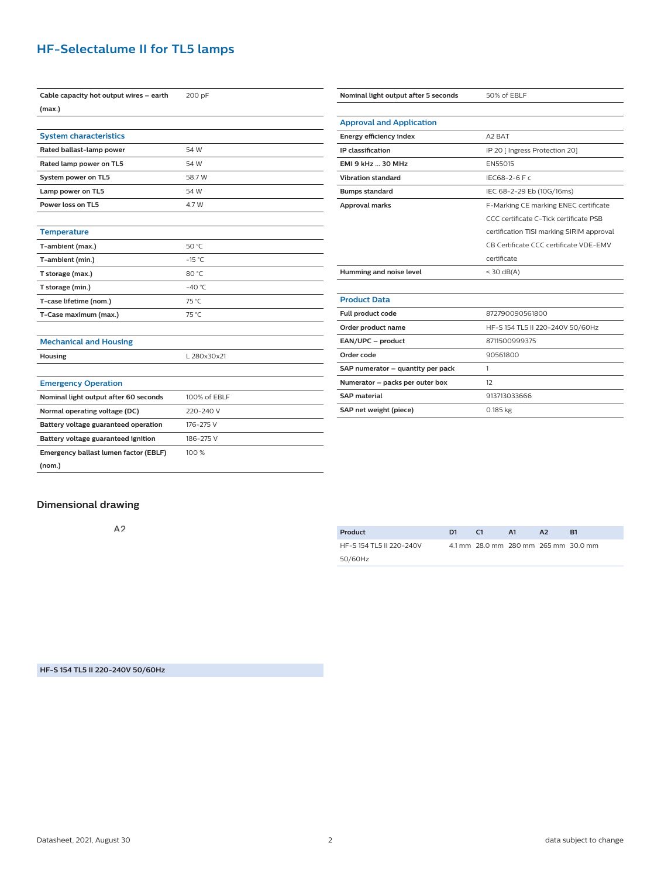# HF-Selectalume II for TL5 lamps

| | |
|---|---|
| **Cable capacity hot output wires – earth (max.)** | 200 pF |

### System characteristics

| | |
|---|---|
| **Rated ballast-lamp power** | 54 W |
| **Rated lamp power on TL5** | 54 W |
| **System power on TL5** | 58.7 W |
| **Lamp power on TL5** | 54 W |
| **Power loss on TL5** | 4.7 W |

### Temperature

| | |
|---|---|
| **T-ambient (max.)** | 50 °C |
| **T-ambient (min.)** | -15 °C |
| **T storage (max.)** | 80 °C |
| **T storage (min.)** | -40 °C |
| **T-case lifetime (nom.)** | 75 °C |
| **T-Case maximum (max.)** | 75 °C |

### Mechanical and Housing

| | |
|---|---|
| **Housing** | L 280x30x21 |

### Emergency Operation

| | |
|---|---|
| **Nominal light output after 60 seconds** | 100% of EBLF |
| **Normal operating voltage (DC)** | 220-240 V |
| **Battery voltage guaranteed operation** | 176-275 V |
| **Battery voltage guaranteed ignition** | 186-275 V |
| **Emergency ballast lumen factor (EBLF) (nom.)** | 100 % |
| **Nominal light output after 5 seconds** | 50% of EBLF |

### Approval and Application

| | |
|---|---|
| **Energy efficiency index** | A2 BAT |
| **IP classification** | IP 20 [ Ingress Protection 20] |
| **EMI 9 kHz ... 30 MHz** | EN55015 |
| **Vibration standard** | IEC68-2-6 F c |
| **Bumps standard** | IEC 68-2-29 Eb (10G/16ms) |
| **Approval marks** | F-Marking CE marking ENEC certificate CCC certificate C-Tick certificate PSB certification TISI marking SIRIM approval CB Certificate CCC certificate VDE-EMV certificate |
| **Humming and noise level** | < 30 dB(A) |

### Product Data

| | |
|---|---|
| **Full product code** | 872790090561800 |
| **Order product name** | HF-S 154 TL5 II 220-240V 50/60Hz |
| **EAN/UPC – product** | 8711500999375 |
| **Order code** | 90561800 |
| **SAP numerator – quantity per pack** | 1 |
| **Numerator – packs per outer box** | 12 |
| **SAP material** | 913713033666 |
| **SAP net weight (piece)** | 0.185 kg |

## Dimensional drawing

A2

**HF-S 154 TL5 II 220-240V 50/60Hz**

| Product | D1 | C1 | A1 | A2 | B1 |
|---|---|---|---|---|---|
| HF-S 154 TL5 II 220-240V 50/60Hz | 4.1 mm | 28.0 mm | 280 mm | 265 mm | 30.0 mm |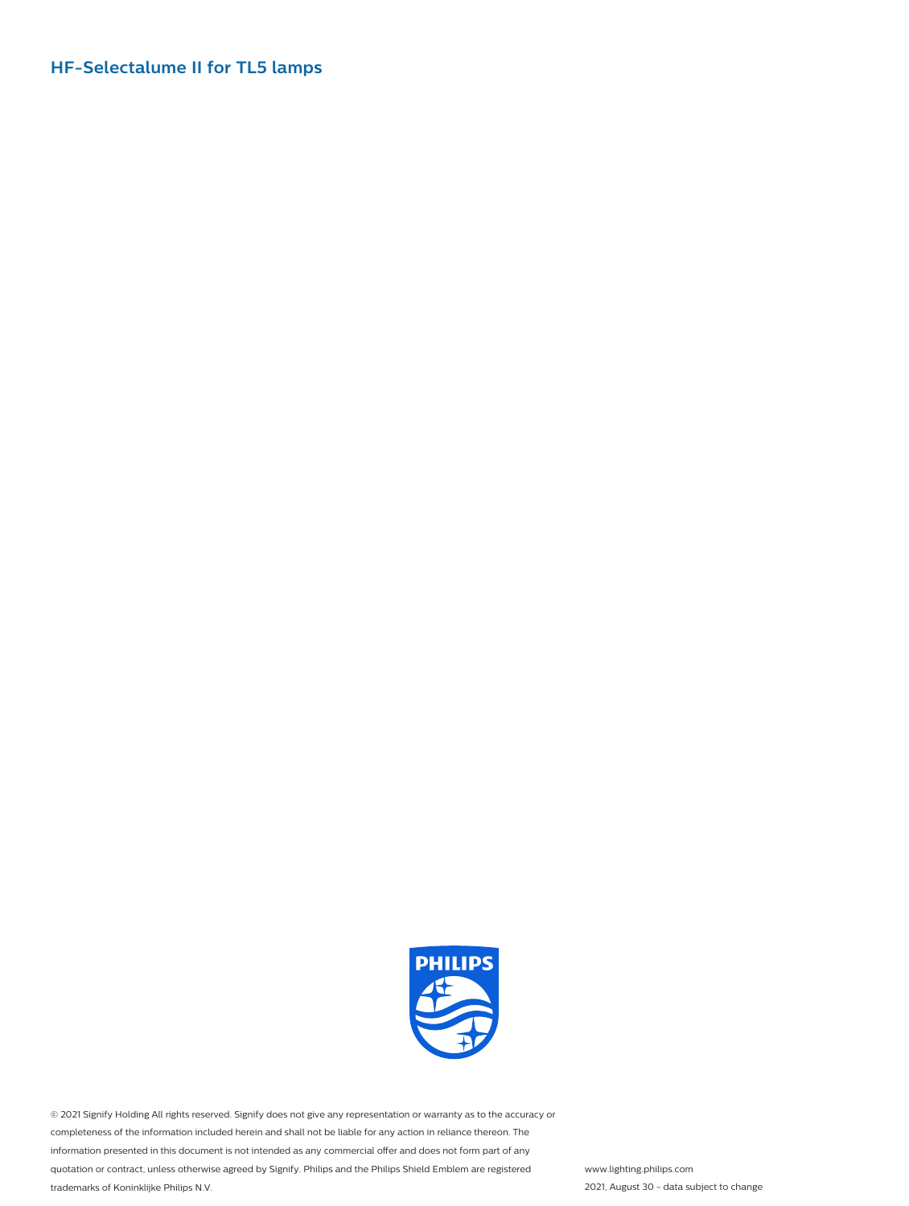## HF-Selectalume II for TL5 lamps

© 2021 Signify Holding All rights reserved. Signify does not give any representation or warranty as to the accuracy or completeness of the information included herein and shall not be liable for any action in reliance thereon. The information presented in this document is not intended as any commercial offer and does not form part of any quotation or contract, unless otherwise agreed by Signify. Philips and the Philips Shield Emblem are registered trademarks of Koninklijke Philips N.V.

www.lighting.philips.com

2021, August 30 - data subject to change